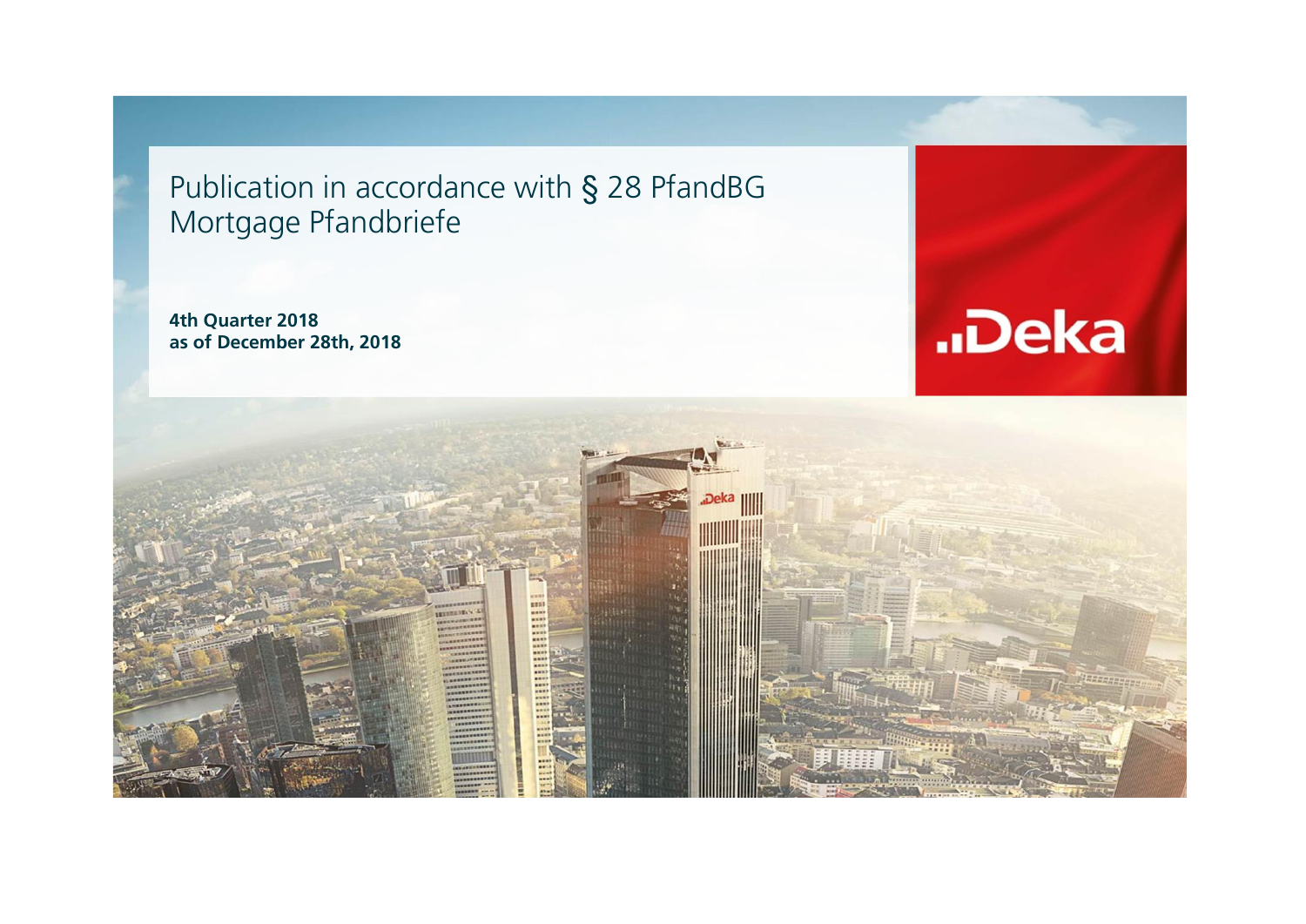# Publication in accordance with § 28 PfandBG Mortgage Pfandbriefe

**4th Quarter 2018**
**as of December 28th, 2018**

..Deka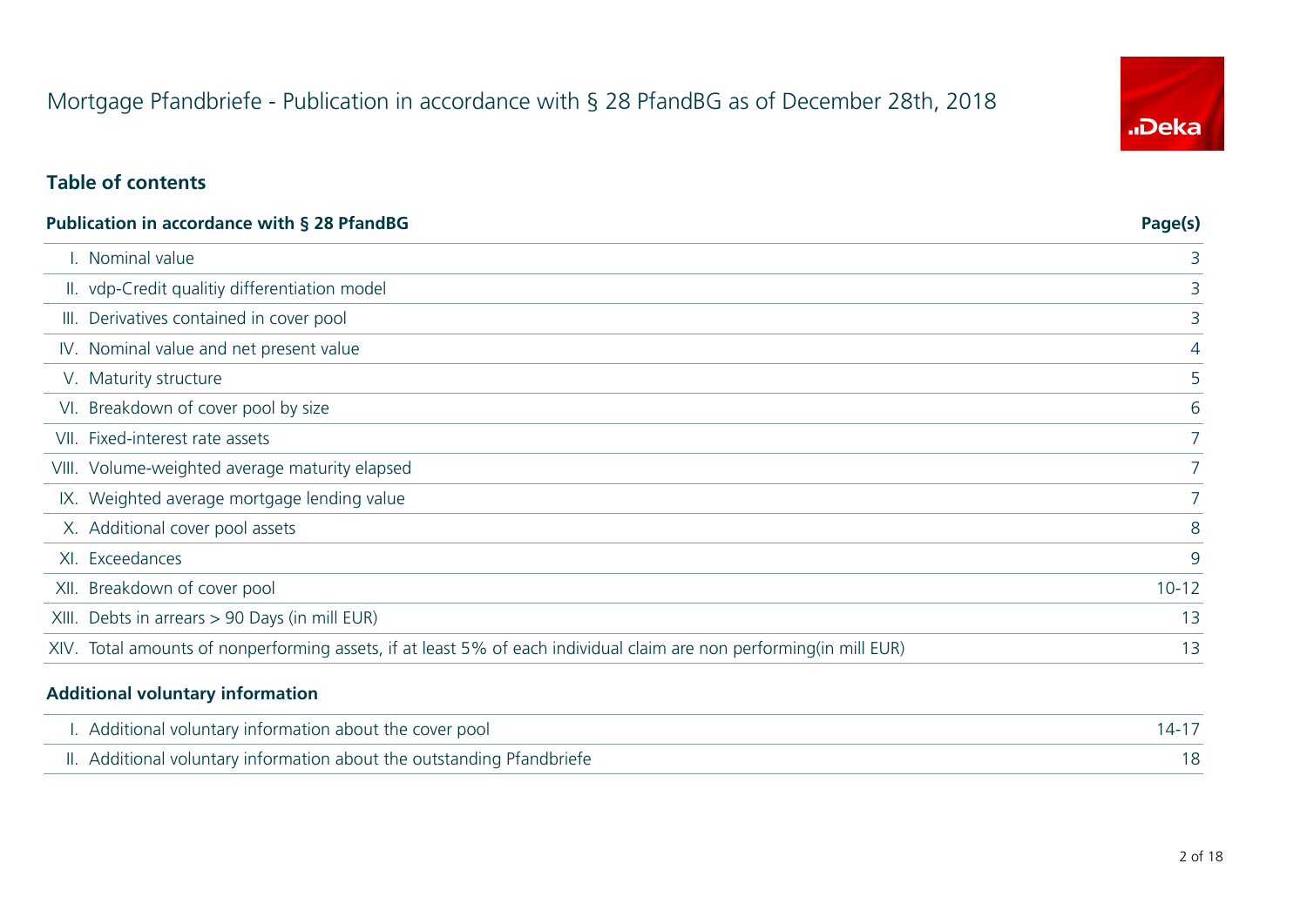# Mortgage Pfandbriefe - Publication in accordance with § 28 PfandBG as of December 28th, 2018

## Table of contents

| Publication in accordance with § 28 PfandBG | Page(s) |
|---|---|
| I. Nominal value | 3 |
| II. vdp-Credit qualitiy differentiation model | 3 |
| III. Derivatives contained in cover pool | 3 |
| IV. Nominal value and net present value | 4 |
| V. Maturity structure | 5 |
| VI. Breakdown of cover pool by size | 6 |
| VII. Fixed-interest rate assets | 7 |
| VIII. Volume-weighted average maturity elapsed | 7 |
| IX. Weighted average mortgage lending value | 7 |
| X. Additional cover pool assets | 8 |
| XI. Exceedances | 9 |
| XII. Breakdown of cover pool | 10-12 |
| XIII. Debts in arrears > 90 Days (in mill EUR) | 13 |
| XIV. Total amounts of nonperforming assets, if at least 5% of each individual claim are non performing(in mill EUR) | 13 |

| Additional voluntary information | |
|---|---|
| I. Additional voluntary information about the cover pool | 14-17 |
| II. Additional voluntary information about the outstanding Pfandbriefe | 18 |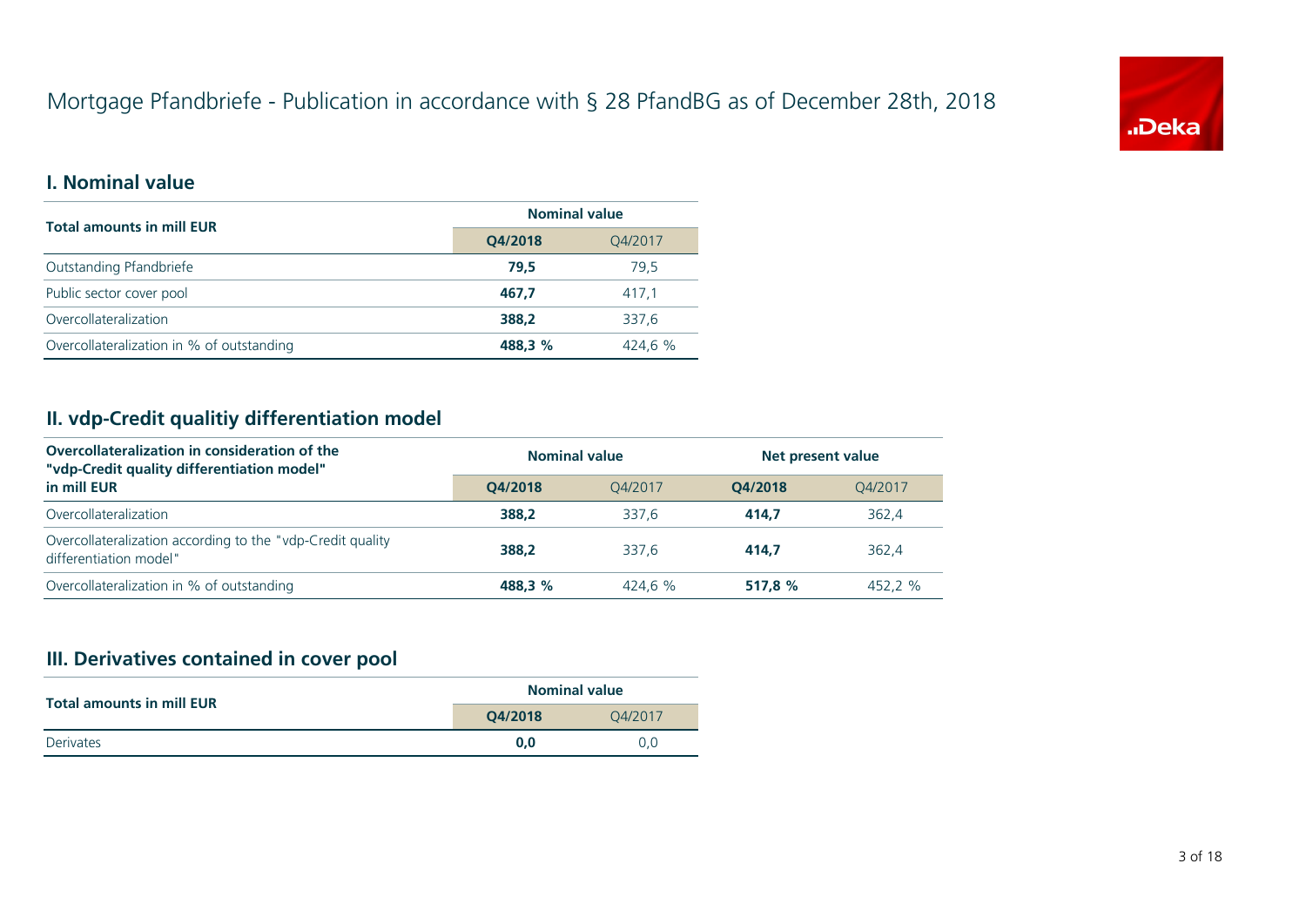# Mortgage Pfandbriefe - Publication in accordance with § 28 PfandBG as of December 28th, 2018

## I. Nominal value

| Total amounts in mill EUR | Nominal value | |
|---|---|---|
| | **Q4/2018** | Q4/2017 |
| Outstanding Pfandbriefe | **79,5** | 79,5 |
| Public sector cover pool | **467,7** | 417,1 |
| Overcollateralization | **388,2** | 337,6 |
| Overcollateralization in % of outstanding | **488,3 %** | 424,6 % |

## II. vdp-Credit qualitiy differentiation model

| Overcollateralization in consideration of the "vdp-Credit quality differentiation model" in mill EUR | Nominal value | | Net present value | |
|---|---|---|---|---|
| | **Q4/2018** | Q4/2017 | **Q4/2018** | Q4/2017 |
| Overcollateralization | **388,2** | 337,6 | **414,7** | 362,4 |
| Overcollateralization according to the "vdp-Credit quality differentiation model" | **388,2** | 337,6 | **414,7** | 362,4 |
| Overcollateralization in % of outstanding | **488,3 %** | 424,6 % | **517,8 %** | 452,2 % |

## III. Derivatives contained in cover pool

| Total amounts in mill EUR | Nominal value | |
|---|---|---|
| | **Q4/2018** | Q4/2017 |
| Derivates | **0,0** | 0,0 |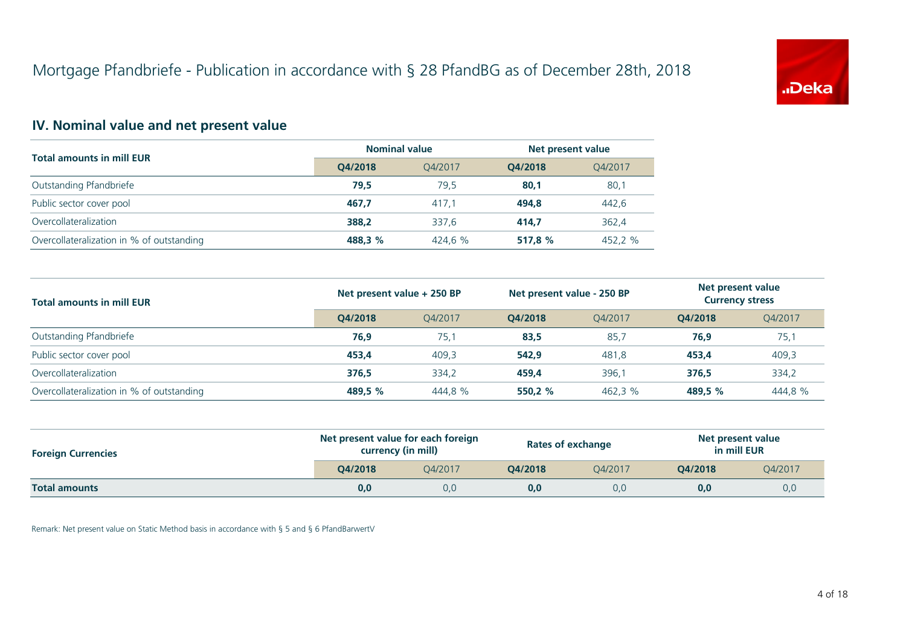# Mortgage Pfandbriefe - Publication in accordance with § 28 PfandBG as of December 28th, 2018

## IV. Nominal value and net present value

| Total amounts in mill EUR | Nominal value | | Net present value | |
|---|---|---|---|---|
| | **Q4/2018** | Q4/2017 | **Q4/2018** | Q4/2017 |
| Outstanding Pfandbriefe | **79,5** | 79,5 | **80,1** | 80,1 |
| Public sector cover pool | **467,7** | 417,1 | **494,8** | 442,6 |
| Overcollateralization | **388,2** | 337,6 | **414,7** | 362,4 |
| Overcollateralization in % of outstanding | **488,3 %** | 424,6 % | **517,8 %** | 452,2 % |

| Total amounts in mill EUR | Net present value + 250 BP | | Net present value - 250 BP | | Net present value Currency stress | |
|---|---|---|---|---|---|---|
| | **Q4/2018** | Q4/2017 | **Q4/2018** | Q4/2017 | **Q4/2018** | Q4/2017 |
| Outstanding Pfandbriefe | **76,9** | 75,1 | **83,5** | 85,7 | **76,9** | 75,1 |
| Public sector cover pool | **453,4** | 409,3 | **542,9** | 481,8 | **453,4** | 409,3 |
| Overcollateralization | **376,5** | 334,2 | **459,4** | 396,1 | **376,5** | 334,2 |
| Overcollateralization in % of outstanding | **489,5 %** | 444,8 % | **550,2 %** | 462,3 % | **489,5 %** | 444,8 % |

| Foreign Currencies | Net present value for each foreign currency (in mill) | | Rates of exchange | | Net present value in mill EUR | |
|---|---|---|---|---|---|---|
| | **Q4/2018** | Q4/2017 | **Q4/2018** | Q4/2017 | **Q4/2018** | Q4/2017 |
| **Total amounts** | **0,0** | 0,0 | **0,0** | 0,0 | **0,0** | 0,0 |

Remark: Net present value on Static Method basis in accordance with § 5 and § 6 PfandBarwertV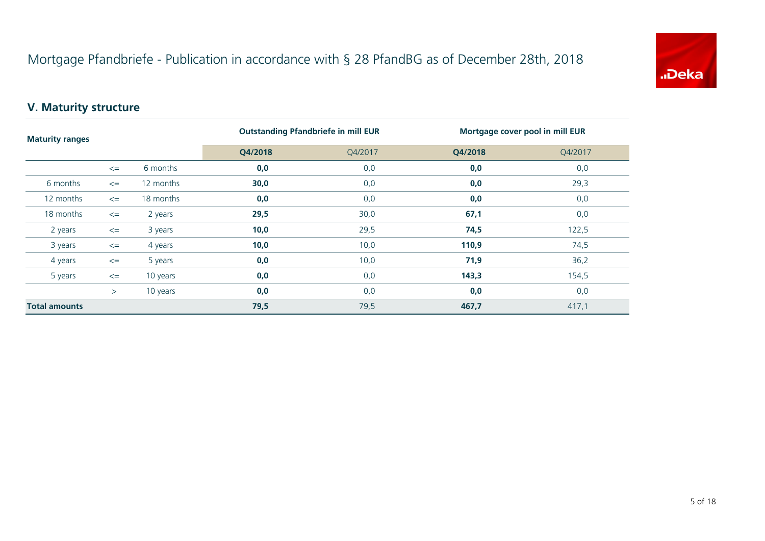# Mortgage Pfandbriefe - Publication in accordance with § 28 PfandBG as of December 28th, 2018

## V. Maturity structure

| Maturity ranges | | | Outstanding Pfandbriefe in mill EUR | | Mortgage cover pool in mill EUR | |
|---|---|---|---|---|---|---|
| | | | **Q4/2018** | Q4/2017 | **Q4/2018** | Q4/2017 |
| | <= | 6 months | **0,0** | 0,0 | **0,0** | 0,0 |
| 6 months | <= | 12 months | **30,0** | 0,0 | **0,0** | 29,3 |
| 12 months | <= | 18 months | **0,0** | 0,0 | **0,0** | 0,0 |
| 18 months | <= | 2 years | **29,5** | 30,0 | **67,1** | 0,0 |
| 2 years | <= | 3 years | **10,0** | 29,5 | **74,5** | 122,5 |
| 3 years | <= | 4 years | **10,0** | 10,0 | **110,9** | 74,5 |
| 4 years | <= | 5 years | **0,0** | 10,0 | **71,9** | 36,2 |
| 5 years | <= | 10 years | **0,0** | 0,0 | **143,3** | 154,5 |
| | > | 10 years | **0,0** | 0,0 | **0,0** | 0,0 |
| **Total amounts** | | | **79,5** | 79,5 | **467,7** | 417,1 |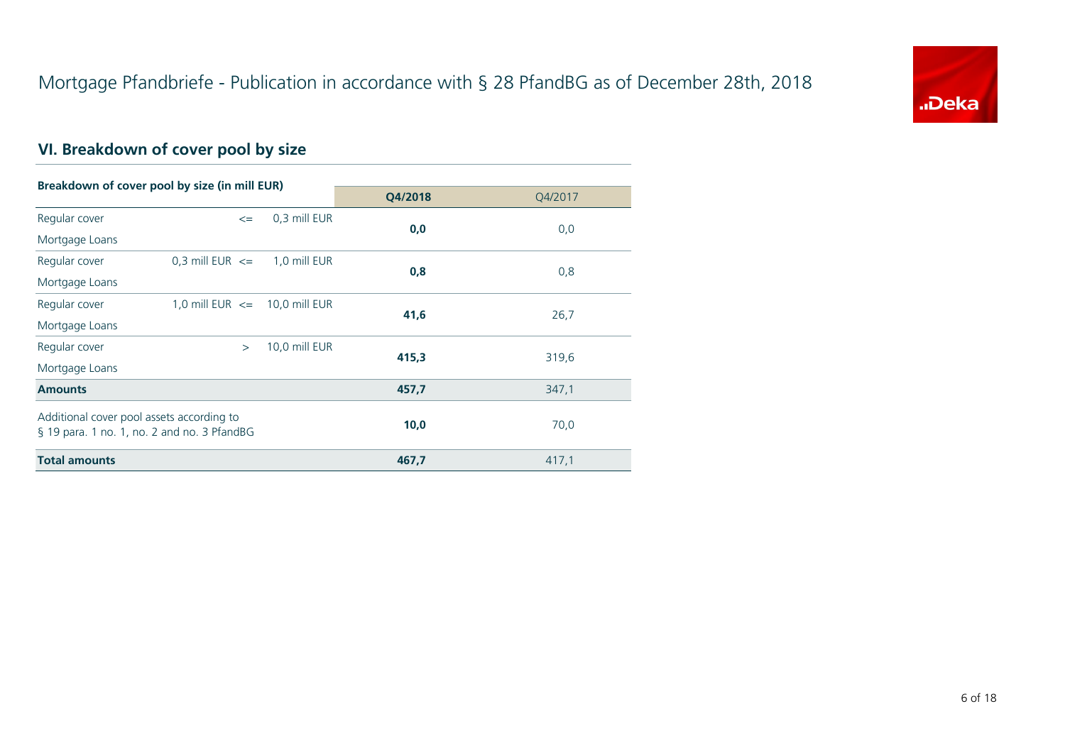# Mortgage Pfandbriefe - Publication in accordance with § 28 PfandBG as of December 28th, 2018

## VI. Breakdown of cover pool by size

| Breakdown of cover pool by size (in mill EUR) | | | Q4/2018 | Q4/2017 |
|---|---|---|---|---|
| Regular cover Mortgage Loans | <= | 0,3 mill EUR | **0,0** | 0,0 |
| Regular cover Mortgage Loans | 0,3 mill EUR <= | 1,0 mill EUR | **0,8** | 0,8 |
| Regular cover Mortgage Loans | 1,0 mill EUR <= | 10,0 mill EUR | **41,6** | 26,7 |
| Regular cover Mortgage Loans | > | 10,0 mill EUR | **415,3** | 319,6 |
| **Amounts** | | | **457,7** | 347,1 |
| Additional cover pool assets according to § 19 para. 1 no. 1, no. 2 and no. 3 PfandBG | | | **10,0** | 70,0 |
| **Total amounts** | | | **467,7** | 417,1 |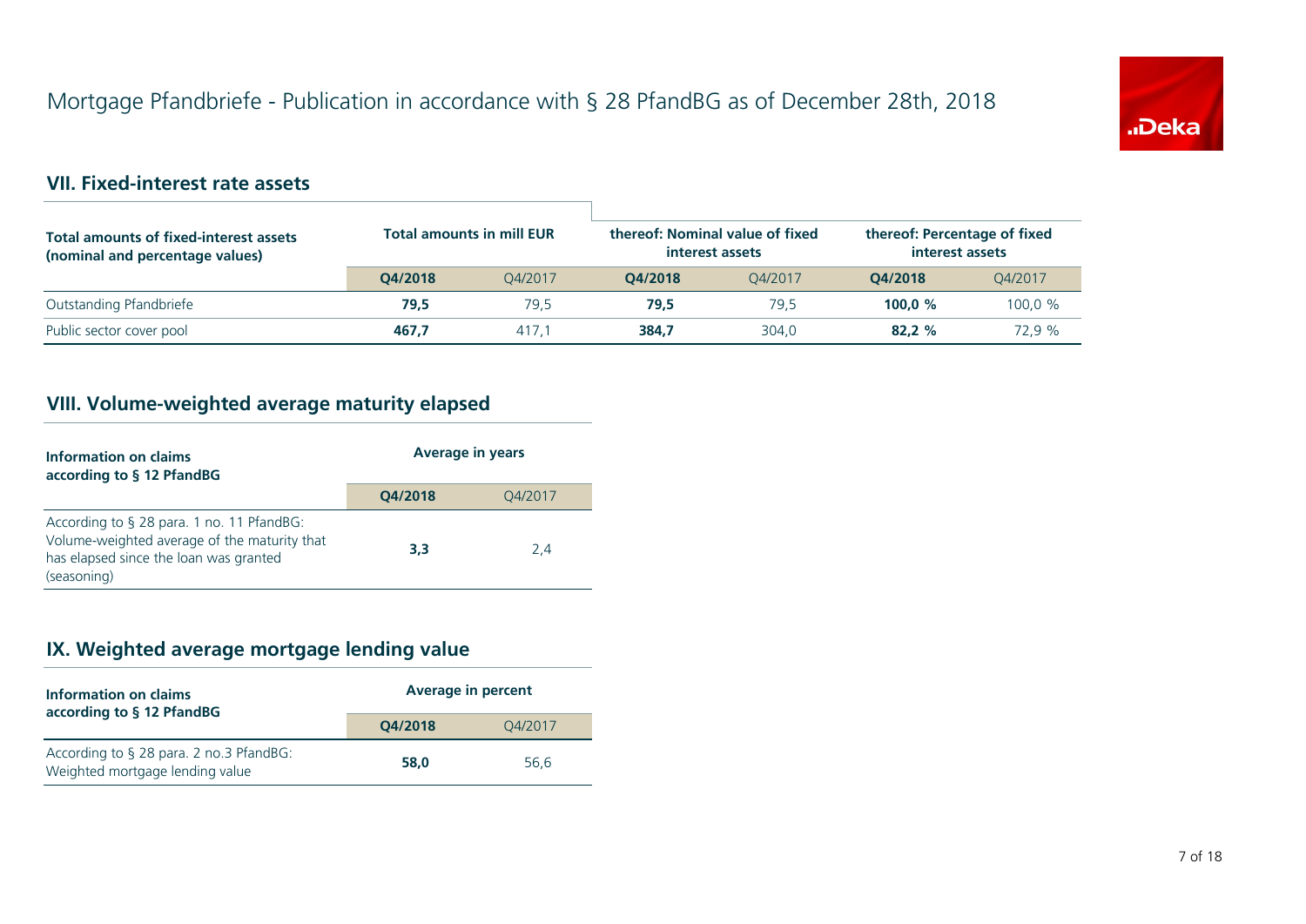# Mortgage Pfandbriefe - Publication in accordance with § 28 PfandBG as of December 28th, 2018

## VII. Fixed-interest rate assets

| Total amounts of fixed-interest assets (nominal and percentage values) | Total amounts in mill EUR | | thereof: Nominal value of fixed interest assets | | thereof: Percentage of fixed interest assets | |
|---|---|---|---|---|---|---|
| | **Q4/2018** | Q4/2017 | **Q4/2018** | Q4/2017 | **Q4/2018** | Q4/2017 |
| Outstanding Pfandbriefe | **79,5** | 79,5 | **79,5** | 79,5 | **100,0 %** | 100,0 % |
| Public sector cover pool | **467,7** | 417,1 | **384,7** | 304,0 | **82,2 %** | 72,9 % |

## VIII. Volume-weighted average maturity elapsed

| Information on claims according to § 12 PfandBG | Average in years | |
|---|---|---|
| | **Q4/2018** | Q4/2017 |
| According to § 28 para. 1 no. 11 PfandBG: Volume-weighted average of the maturity that has elapsed since the loan was granted (seasoning) | **3,3** | 2,4 |

## IX. Weighted average mortgage lending value

| Information on claims according to § 12 PfandBG | Average in percent | |
|---|---|---|
| | **Q4/2018** | Q4/2017 |
| According to § 28 para. 2 no.3 PfandBG: Weighted mortgage lending value | **58,0** | 56,6 |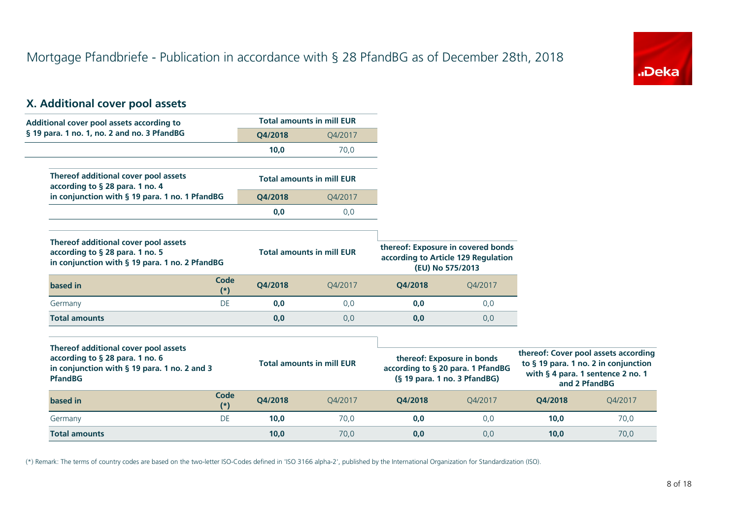# Mortgage Pfandbriefe - Publication in accordance with § 28 PfandBG as of December 28th, 2018

## X. Additional cover pool assets

| Additional cover pool assets according to § 19 para. 1 no. 1, no. 2 and no. 3 PfandBG | Total amounts in mill EUR | |
|---|---|---|
| | **Q4/2018** | Q4/2017 |
| | **10,0** | 70,0 |

| Thereof additional cover pool assets according to § 28 para. 1 no. 4 in conjunction with § 19 para. 1 no. 1 PfandBG | Total amounts in mill EUR | |
|---|---|---|
| | **Q4/2018** | Q4/2017 |
| | **0,0** | 0,0 |

| Thereof additional cover pool assets according to § 28 para. 1 no. 5 in conjunction with § 19 para. 1 no. 2 PfandBG | | Total amounts in mill EUR | | thereof: Exposure in covered bonds according to Article 129 Regulation (EU) No 575/2013 | |
|---|---|---|---|---|---|
| **based in** | **Code (*)** | **Q4/2018** | Q4/2017 | **Q4/2018** | Q4/2017 |
| Germany | DE | **0,0** | 0,0 | **0,0** | 0,0 |
| **Total amounts** | | **0,0** | 0,0 | **0,0** | 0,0 |

| Thereof additional cover pool assets according to § 28 para. 1 no. 6 in conjunction with § 19 para. 1 no. 2 and 3 PfandBG | | Total amounts in mill EUR | | thereof: Exposure in bonds according to § 20 para. 1 PfandBG (§ 19 para. 1 no. 3 PfandBG) | | thereof: Cover pool assets according to § 19 para. 1 no. 2 in conjunction with § 4 para. 1 sentence 2 no. 1 and 2 PfandBG | |
|---|---|---|---|---|---|---|---|
| **based in** | **Code (*)** | **Q4/2018** | Q4/2017 | **Q4/2018** | Q4/2017 | **Q4/2018** | Q4/2017 |
| Germany | DE | **10,0** | 70,0 | **0,0** | 0,0 | **10,0** | 70,0 |
| **Total amounts** | | **10,0** | 70,0 | **0,0** | 0,0 | **10,0** | 70,0 |

(*) Remark: The terms of country codes are based on the two-letter ISO-Codes defined in 'ISO 3166 alpha-2', published by the International Organization for Standardization (ISO).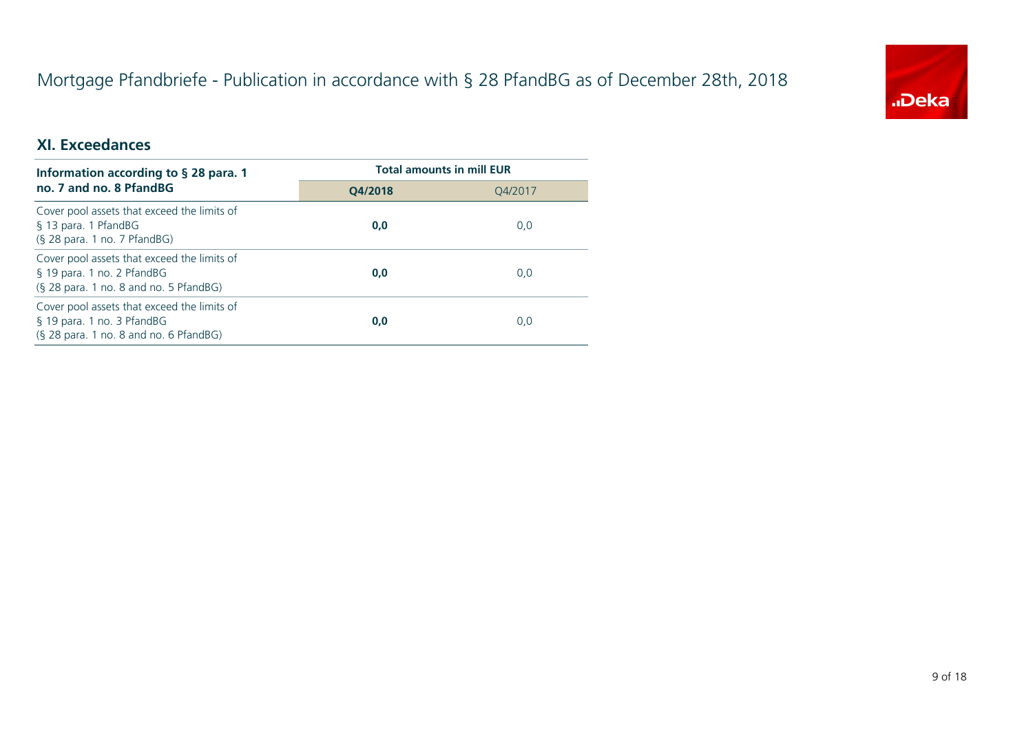# Mortgage Pfandbriefe - Publication in accordance with § 28 PfandBG as of December 28th, 2018

## XI. Exceedances

| Information according to § 28 para. 1 no. 7 and no. 8 PfandBG | Total amounts in mill EUR | |
|---|---|---|
| | **Q4/2018** | Q4/2017 |
| Cover pool assets that exceed the limits of § 13 para. 1 PfandBG (§ 28 para. 1 no. 7 PfandBG) | **0,0** | 0,0 |
| Cover pool assets that exceed the limits of § 19 para. 1 no. 2 PfandBG (§ 28 para. 1 no. 8 and no. 5 PfandBG) | **0,0** | 0,0 |
| Cover pool assets that exceed the limits of § 19 para. 1 no. 3 PfandBG (§ 28 para. 1 no. 8 and no. 6 PfandBG) | **0,0** | 0,0 |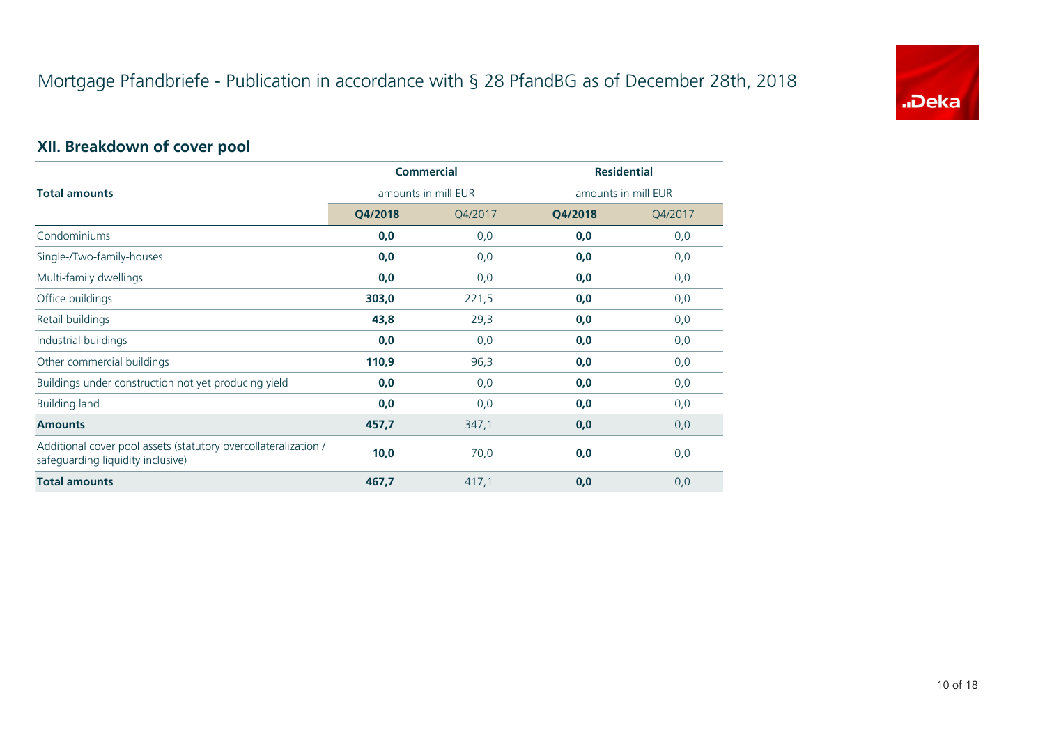# Mortgage Pfandbriefe - Publication in accordance with § 28 PfandBG as of December 28th, 2018

## XII. Breakdown of cover pool

| Total amounts | Commercial amounts in mill EUR | | Residential amounts in mill EUR | |
|---|---|---|---|---|
| | **Q4/2018** | Q4/2017 | **Q4/2018** | Q4/2017 |
| Condominiums | **0,0** | 0,0 | **0,0** | 0,0 |
| Single-/Two-family-houses | **0,0** | 0,0 | **0,0** | 0,0 |
| Multi-family dwellings | **0,0** | 0,0 | **0,0** | 0,0 |
| Office buildings | **303,0** | 221,5 | **0,0** | 0,0 |
| Retail buildings | **43,8** | 29,3 | **0,0** | 0,0 |
| Industrial buildings | **0,0** | 0,0 | **0,0** | 0,0 |
| Other commercial buildings | **110,9** | 96,3 | **0,0** | 0,0 |
| Buildings under construction not yet producing yield | **0,0** | 0,0 | **0,0** | 0,0 |
| Building land | **0,0** | 0,0 | **0,0** | 0,0 |
| **Amounts** | **457,7** | 347,1 | **0,0** | 0,0 |
| Additional cover pool assets (statutory overcollateralization / safeguarding liquidity inclusive) | **10,0** | 70,0 | **0,0** | 0,0 |
| **Total amounts** | **467,7** | 417,1 | **0,0** | 0,0 |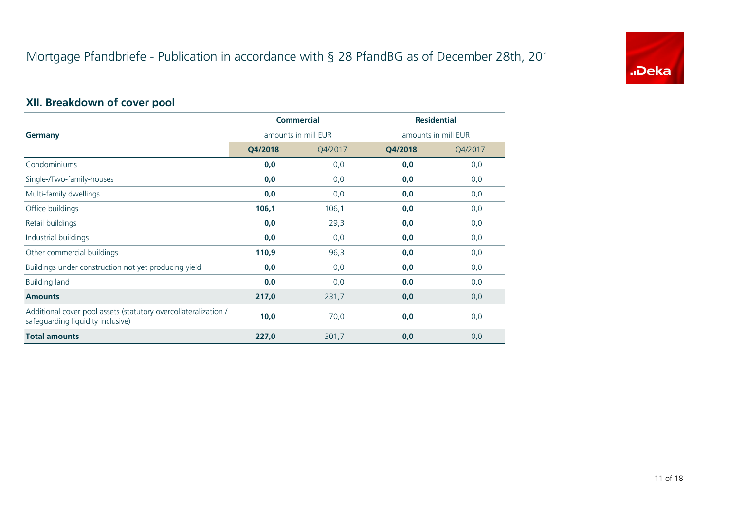# Mortgage Pfandbriefe - Publication in accordance with § 28 PfandBG as of December 28th, 20´

## XII. Breakdown of cover pool

| Germany | Commercial amounts in mill EUR | | Residential amounts in mill EUR | |
|---|---|---|---|---|
| | **Q4/2018** | Q4/2017 | **Q4/2018** | Q4/2017 |
| Condominiums | **0,0** | 0,0 | **0,0** | 0,0 |
| Single-/Two-family-houses | **0,0** | 0,0 | **0,0** | 0,0 |
| Multi-family dwellings | **0,0** | 0,0 | **0,0** | 0,0 |
| Office buildings | **106,1** | 106,1 | **0,0** | 0,0 |
| Retail buildings | **0,0** | 29,3 | **0,0** | 0,0 |
| Industrial buildings | **0,0** | 0,0 | **0,0** | 0,0 |
| Other commercial buildings | **110,9** | 96,3 | **0,0** | 0,0 |
| Buildings under construction not yet producing yield | **0,0** | 0,0 | **0,0** | 0,0 |
| Building land | **0,0** | 0,0 | **0,0** | 0,0 |
| **Amounts** | **217,0** | 231,7 | **0,0** | 0,0 |
| Additional cover pool assets (statutory overcollateralization / safeguarding liquidity inclusive) | **10,0** | 70,0 | **0,0** | 0,0 |
| **Total amounts** | **227,0** | 301,7 | **0,0** | 0,0 |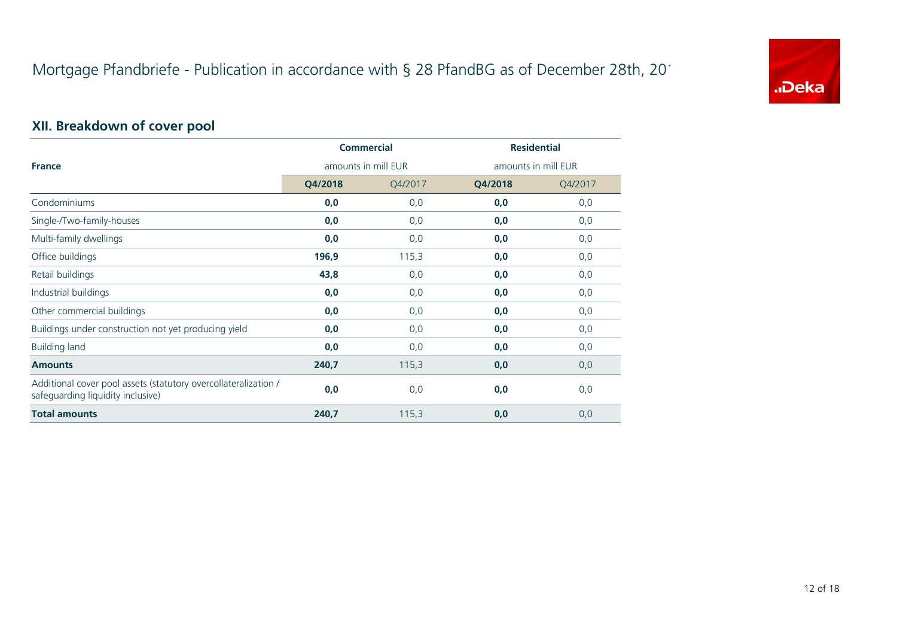# Mortgage Pfandbriefe - Publication in accordance with § 28 PfandBG as of December 28th, 20´

## XII. Breakdown of cover pool

| France | Commercial amounts in mill EUR | | Residential amounts in mill EUR | |
|---|---|---|---|---|
| | **Q4/2018** | Q4/2017 | **Q4/2018** | Q4/2017 |
| Condominiums | **0,0** | 0,0 | **0,0** | 0,0 |
| Single-/Two-family-houses | **0,0** | 0,0 | **0,0** | 0,0 |
| Multi-family dwellings | **0,0** | 0,0 | **0,0** | 0,0 |
| Office buildings | **196,9** | 115,3 | **0,0** | 0,0 |
| Retail buildings | **43,8** | 0,0 | **0,0** | 0,0 |
| Industrial buildings | **0,0** | 0,0 | **0,0** | 0,0 |
| Other commercial buildings | **0,0** | 0,0 | **0,0** | 0,0 |
| Buildings under construction not yet producing yield | **0,0** | 0,0 | **0,0** | 0,0 |
| Building land | **0,0** | 0,0 | **0,0** | 0,0 |
| **Amounts** | **240,7** | 115,3 | **0,0** | 0,0 |
| Additional cover pool assets (statutory overcollateralization / safeguarding liquidity inclusive) | **0,0** | 0,0 | **0,0** | 0,0 |
| **Total amounts** | **240,7** | 115,3 | **0,0** | 0,0 |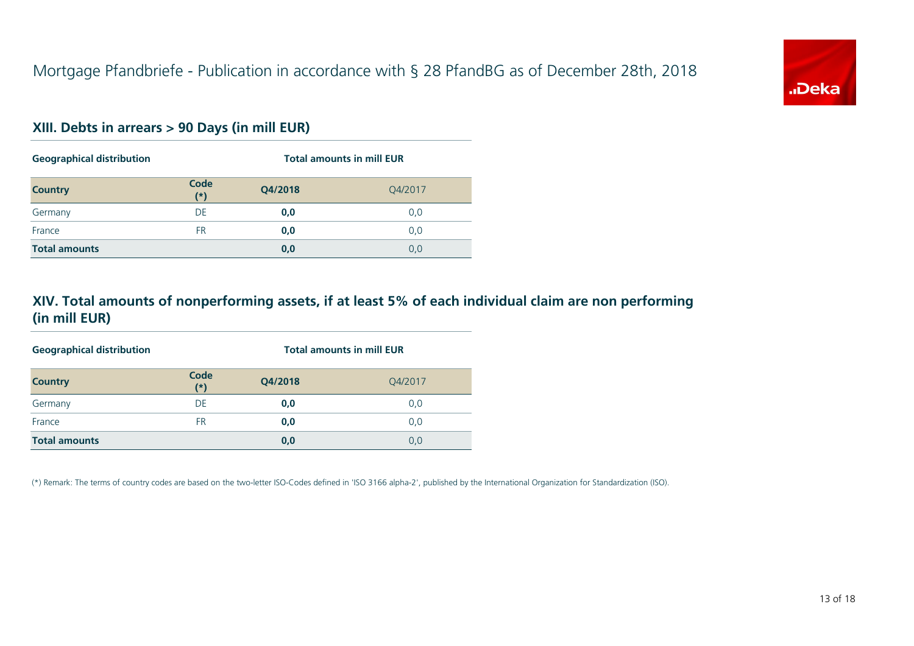# Mortgage Pfandbriefe - Publication in accordance with § 28 PfandBG as of December 28th, 2018

## XIII. Debts in arrears > 90 Days (in mill EUR)

| Geographical distribution | | Total amounts in mill EUR | |
|---|---|---|---|
| **Country** | **Code (*)** | **Q4/2018** | Q4/2017 |
| Germany | DE | **0,0** | 0,0 |
| France | FR | **0,0** | 0,0 |
| **Total amounts** | | **0,0** | 0,0 |

## XIV. Total amounts of nonperforming assets, if at least 5% of each individual claim are non performing (in mill EUR)

| Geographical distribution | | Total amounts in mill EUR | |
|---|---|---|---|
| **Country** | **Code (*)** | **Q4/2018** | Q4/2017 |
| Germany | DE | **0,0** | 0,0 |
| France | FR | **0,0** | 0,0 |
| **Total amounts** | | **0,0** | 0,0 |

(*) Remark: The terms of country codes are based on the two-letter ISO-Codes defined in 'ISO 3166 alpha-2', published by the International Organization for Standardization (ISO).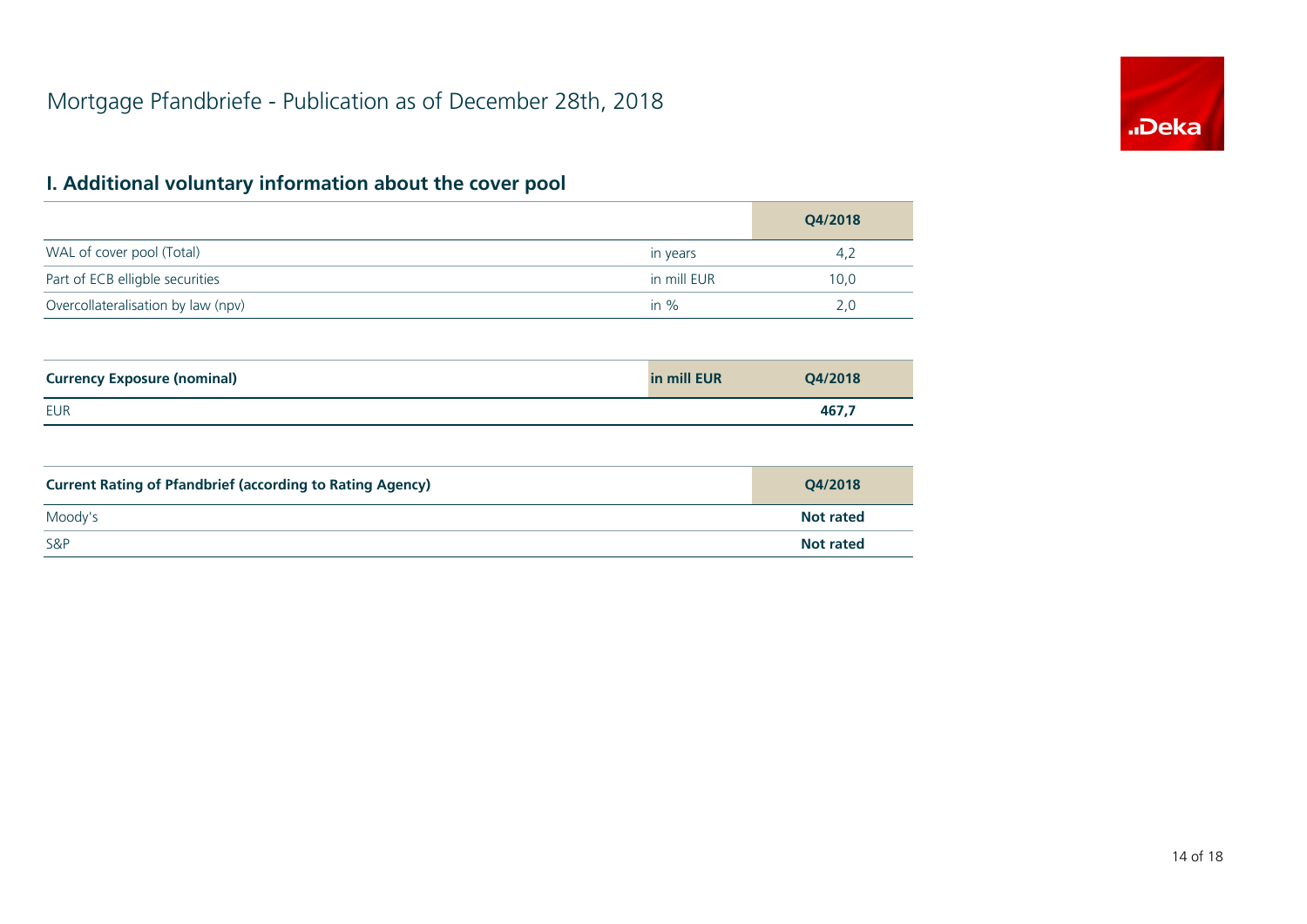# Mortgage Pfandbriefe - Publication as of December 28th, 2018

## I. Additional voluntary information about the cover pool

| | | Q4/2018 |
|---|---|---|
| WAL of cover pool (Total) | in years | 4,2 |
| Part of ECB elligble securities | in mill EUR | 10,0 |
| Overcollateralisation by law (npv) | in % | 2,0 |

| Currency Exposure (nominal) | in mill EUR | Q4/2018 |
|---|---|---|
| EUR | | **467,7** |

| Current Rating of Pfandbrief (according to Rating Agency) | Q4/2018 |
|---|---|
| Moody's | **Not rated** |
| S&P | **Not rated** |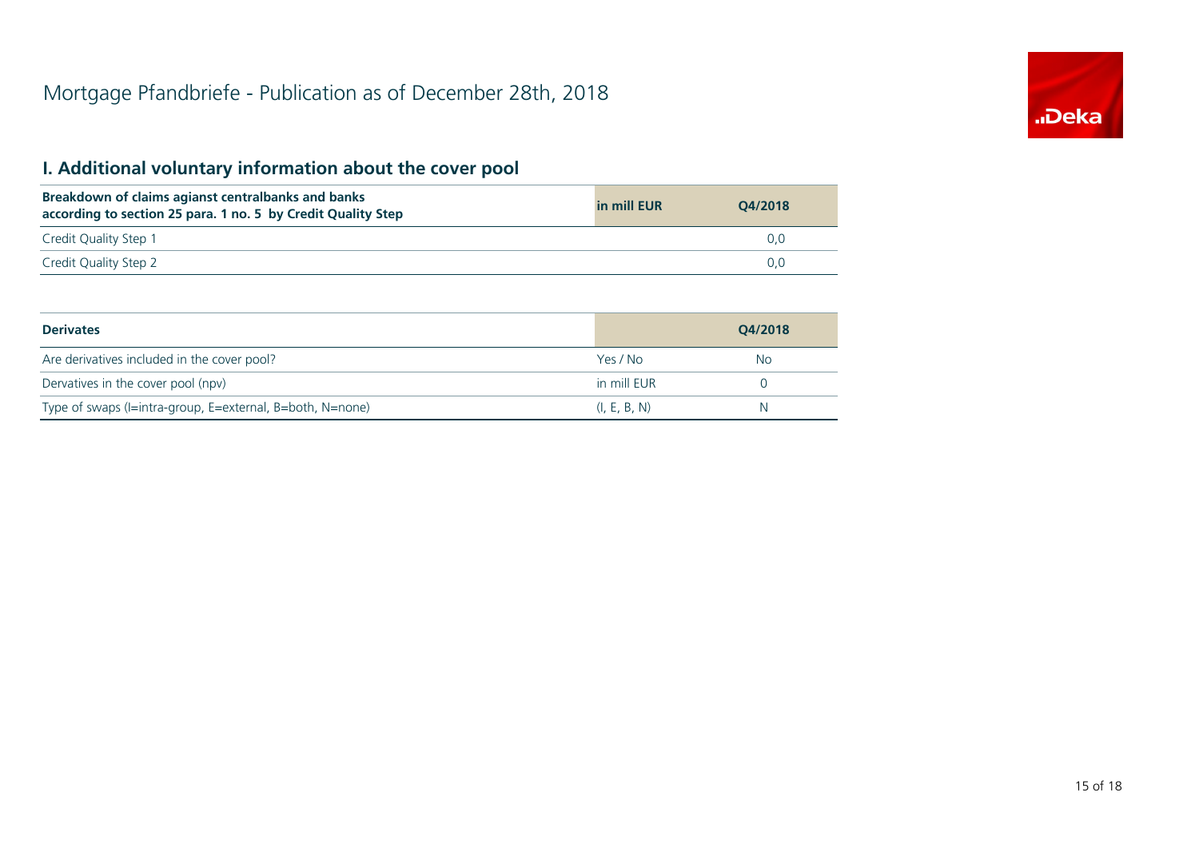# Mortgage Pfandbriefe - Publication as of December 28th, 2018

## I. Additional voluntary information about the cover pool

| Breakdown of claims agianst centralbanks and banks according to section 25 para. 1 no. 5 by Credit Quality Step | in mill EUR | Q4/2018 |
|---|---|---|
| Credit Quality Step 1 | | 0,0 |
| Credit Quality Step 2 | | 0,0 |

| Derivates | | Q4/2018 |
|---|---|---|
| Are derivatives included in the cover pool? | Yes / No | No |
| Dervatives in the cover pool (npv) | in mill EUR | 0 |
| Type of swaps (I=intra-group, E=external, B=both, N=none) | (I, E, B, N) | N |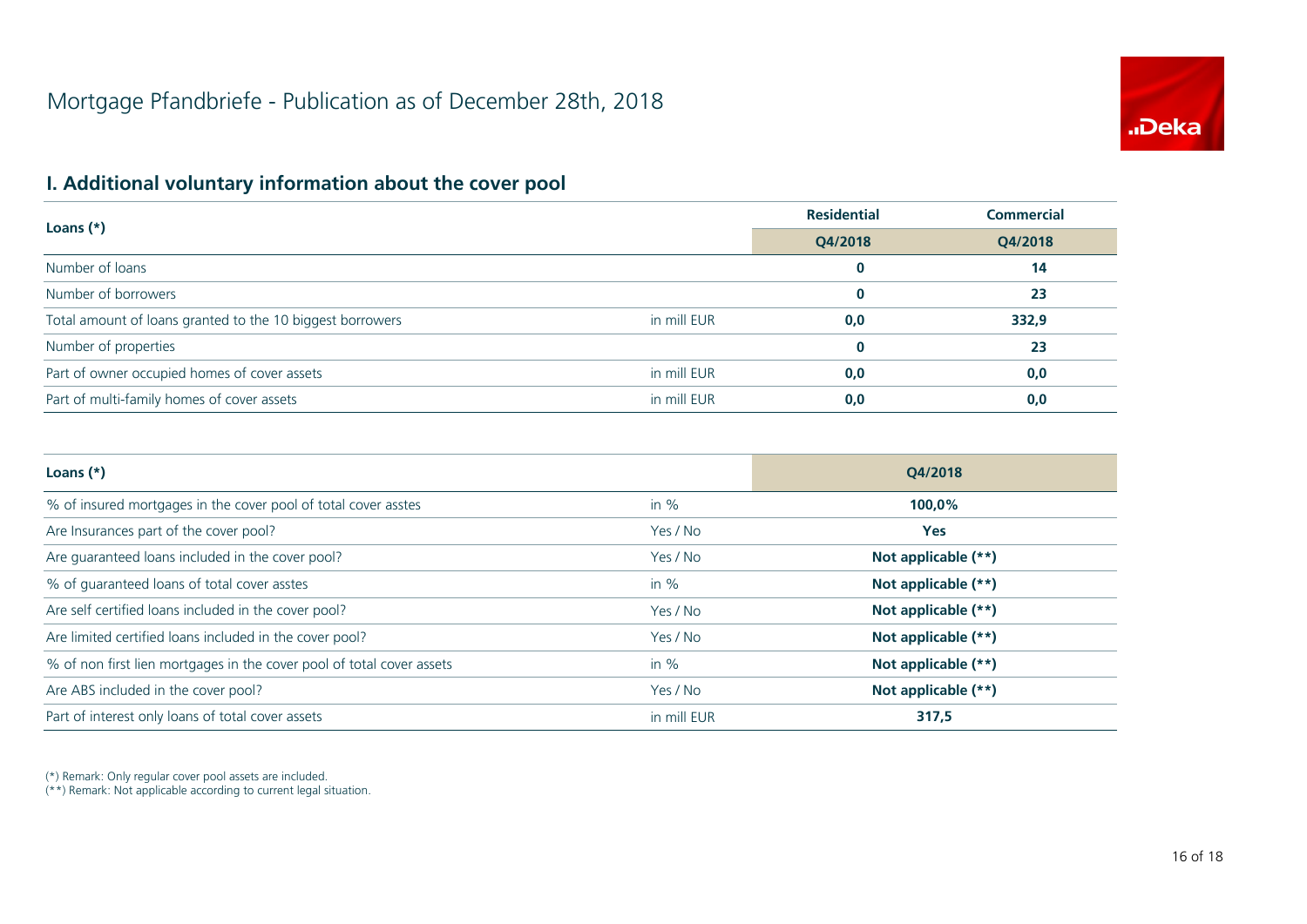# Mortgage Pfandbriefe - Publication as of December 28th, 2018

## I. Additional voluntary information about the cover pool

| Loans (*) | | Residential | Commercial |
|---|---|---|---|
| | | Q4/2018 | Q4/2018 |
| Number of loans | | **0** | **14** |
| Number of borrowers | | **0** | **23** |
| Total amount of loans granted to the 10 biggest borrowers | in mill EUR | **0,0** | **332,9** |
| Number of properties | | **0** | **23** |
| Part of owner occupied homes of cover assets | in mill EUR | **0,0** | **0,0** |
| Part of multi-family homes of cover assets | in mill EUR | **0,0** | **0,0** |

| Loans (*) | | Q4/2018 |
|---|---|---|
| % of insured mortgages in the cover pool of total cover asstes | in % | **100,0%** |
| Are Insurances part of the cover pool? | Yes / No | **Yes** |
| Are guaranteed loans included in the cover pool? | Yes / No | **Not applicable (**)** |
| % of guaranteed loans of total cover asstes | in % | **Not applicable (**)** |
| Are self certified loans included in the cover pool? | Yes / No | **Not applicable (**)** |
| Are limited certified loans included in the cover pool? | Yes / No | **Not applicable (**)** |
| % of non first lien mortgages in the cover pool of total cover assets | in % | **Not applicable (**)** |
| Are ABS included in the cover pool? | Yes / No | **Not applicable (**)** |
| Part of interest only loans of total cover assets | in mill EUR | **317,5** |

(*) Remark: Only regular cover pool assets are included.
(**) Remark: Not applicable according to current legal situation.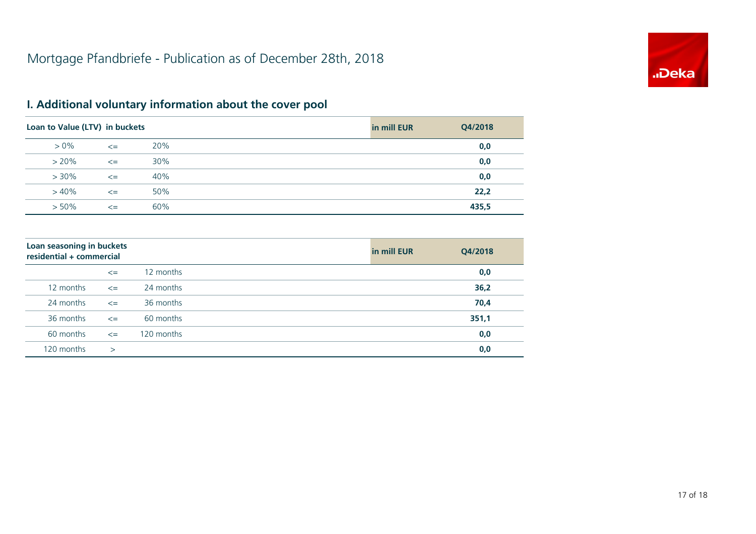# Mortgage Pfandbriefe - Publication as of December 28th, 2018

## I. Additional voluntary information about the cover pool

| Loan to Value (LTV) in buckets | | | in mill EUR | Q4/2018 |
|---|---|---|---|---|
| > 0% | <= | 20% | | **0,0** |
| > 20% | <= | 30% | | **0,0** |
| > 30% | <= | 40% | | **0,0** |
| > 40% | <= | 50% | | **22,2** |
| > 50% | <= | 60% | | **435,5** |

| Loan seasoning in buckets residential + commercial | | | in mill EUR | Q4/2018 |
|---|---|---|---|---|
| | <= | 12 months | | **0,0** |
| 12 months | <= | 24 months | | **36,2** |
| 24 months | <= | 36 months | | **70,4** |
| 36 months | <= | 60 months | | **351,1** |
| 60 months | <= | 120 months | | **0,0** |
| 120 months | > | | | **0,0** |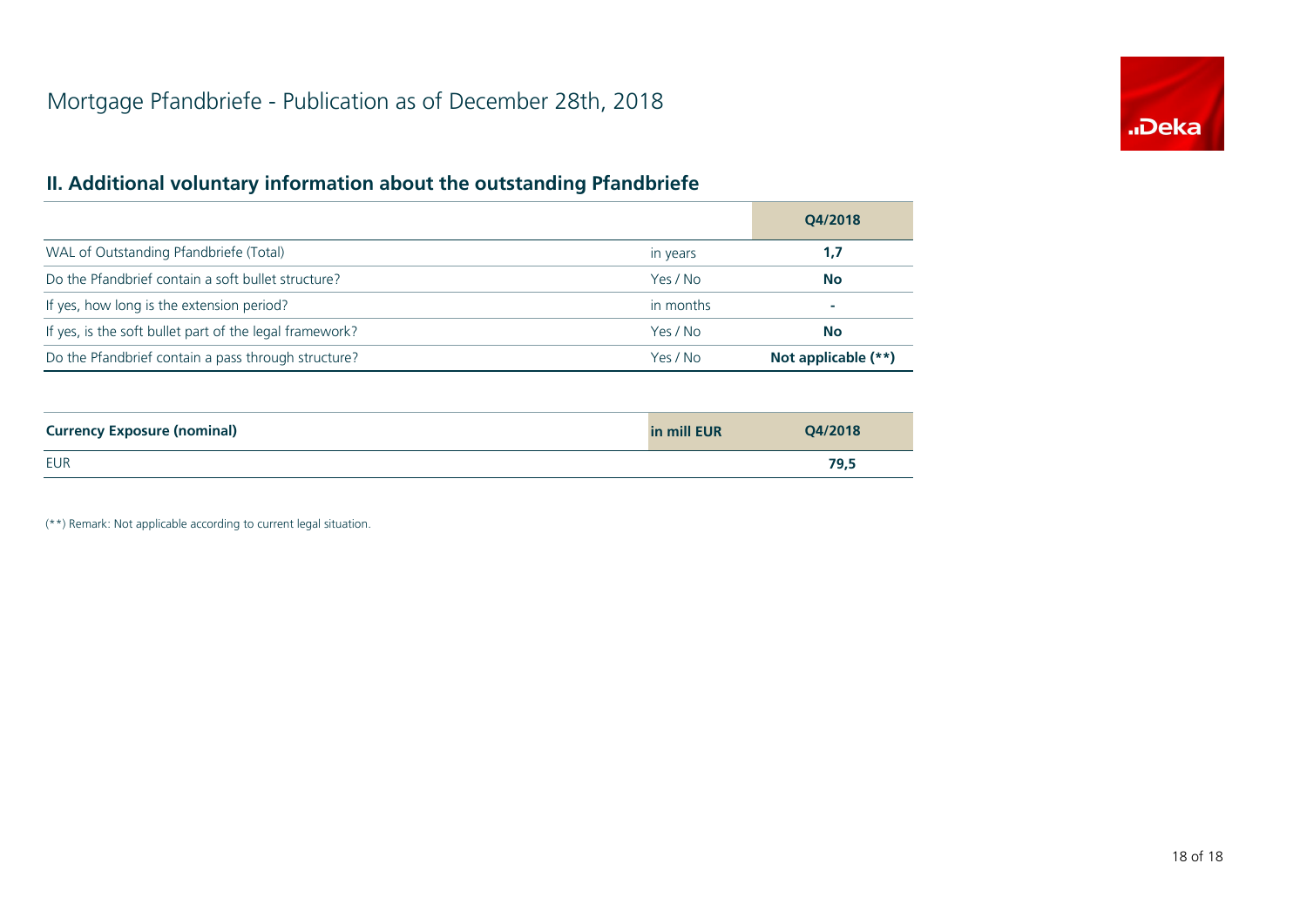# Mortgage Pfandbriefe - Publication as of December 28th, 2018

## II. Additional voluntary information about the outstanding Pfandbriefe

| | | Q4/2018 |
|---|---|---|
| WAL of Outstanding Pfandbriefe (Total) | in years | **1,7** |
| Do the Pfandbrief contain a soft bullet structure? | Yes / No | **No** |
| If yes, how long is the extension period? | in months | **-** |
| If yes, is the soft bullet part of the legal framework? | Yes / No | **No** |
| Do the Pfandbrief contain a pass through structure? | Yes / No | **Not applicable (**)** |

| **Currency Exposure (nominal)** | **in mill EUR** | **Q4/2018** |
|---|---|---|
| EUR | | **79,5** |

(**) Remark: Not applicable according to current legal situation.